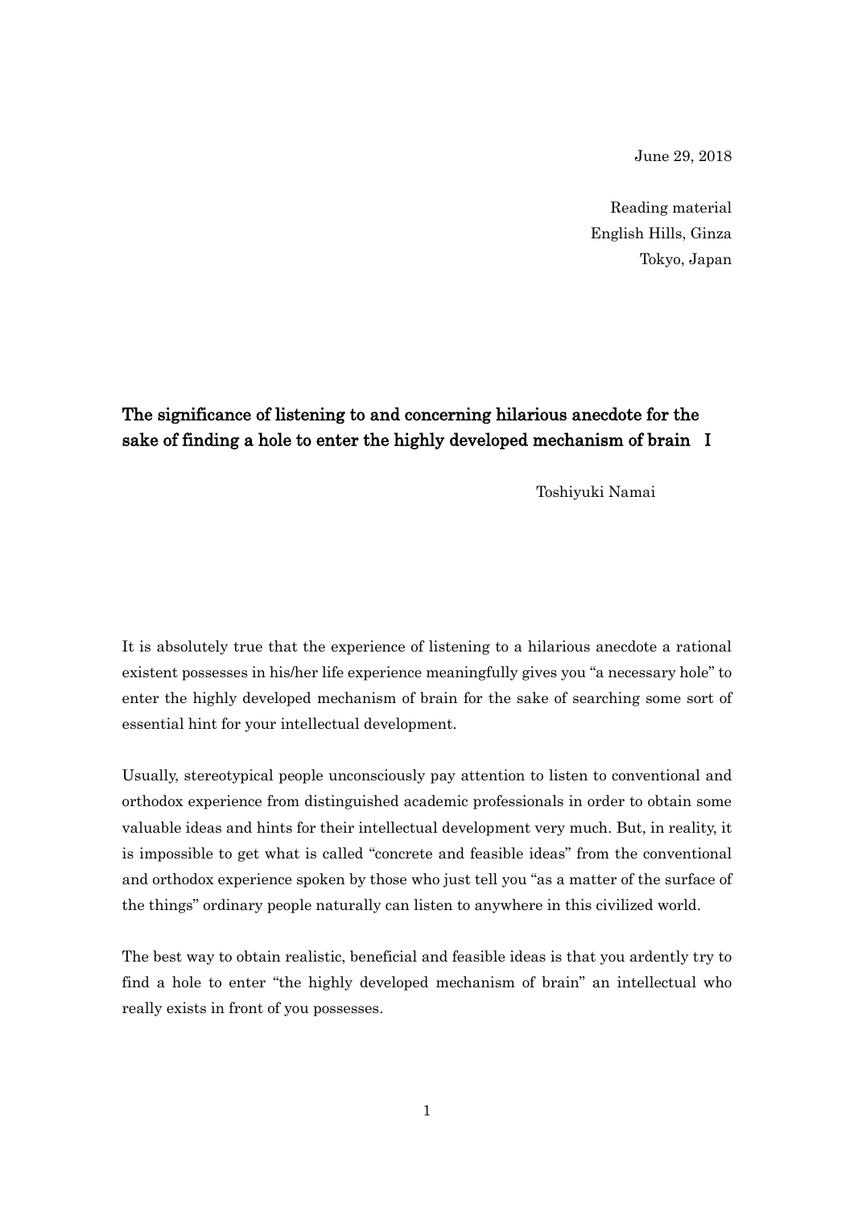June 29, 2018

Reading material
English Hills, Ginza
Tokyo, Japan

# The significance of listening to and concerning hilarious anecdote for the sake of finding a hole to enter the highly developed mechanism of brain Ⅰ

Toshiyuki Namai

It is absolutely true that the experience of listening to a hilarious anecdote a rational existent possesses in his/her life experience meaningfully gives you "a necessary hole" to enter the highly developed mechanism of brain for the sake of searching some sort of essential hint for your intellectual development.

Usually, stereotypical people unconsciously pay attention to listen to conventional and orthodox experience from distinguished academic professionals in order to obtain some valuable ideas and hints for their intellectual development very much. But, in reality, it is impossible to get what is called "concrete and feasible ideas" from the conventional and orthodox experience spoken by those who just tell you "as a matter of the surface of the things" ordinary people naturally can listen to anywhere in this civilized world.

The best way to obtain realistic, beneficial and feasible ideas is that you ardently try to find a hole to enter "the highly developed mechanism of brain" an intellectual who really exists in front of you possesses.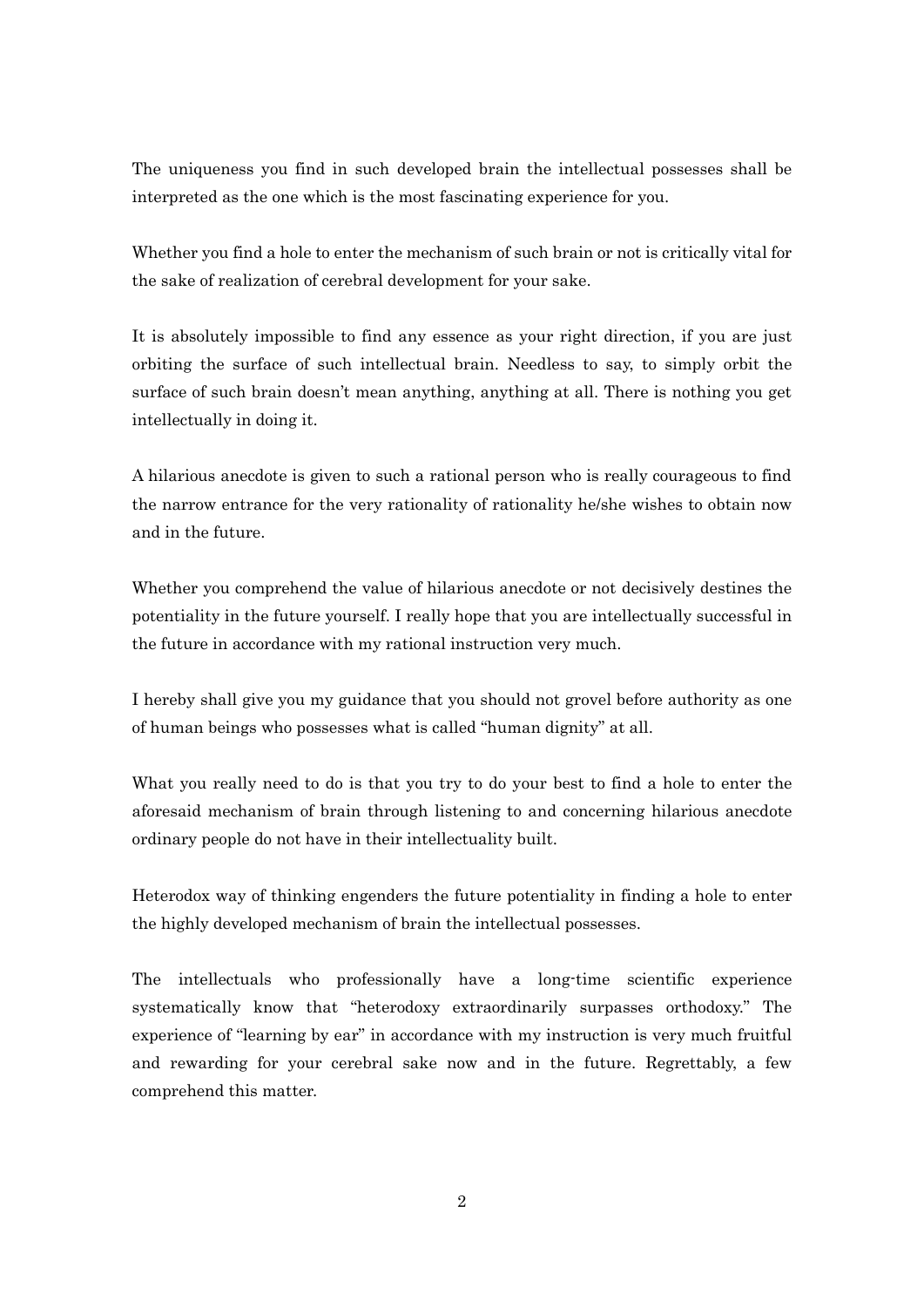The uniqueness you find in such developed brain the intellectual possesses shall be interpreted as the one which is the most fascinating experience for you.

Whether you find a hole to enter the mechanism of such brain or not is critically vital for the sake of realization of cerebral development for your sake.

It is absolutely impossible to find any essence as your right direction, if you are just orbiting the surface of such intellectual brain. Needless to say, to simply orbit the surface of such brain doesn't mean anything, anything at all. There is nothing you get intellectually in doing it.

A hilarious anecdote is given to such a rational person who is really courageous to find the narrow entrance for the very rationality of rationality he/she wishes to obtain now and in the future.

Whether you comprehend the value of hilarious anecdote or not decisively destines the potentiality in the future yourself. I really hope that you are intellectually successful in the future in accordance with my rational instruction very much.

I hereby shall give you my guidance that you should not grovel before authority as one of human beings who possesses what is called "human dignity" at all.

What you really need to do is that you try to do your best to find a hole to enter the aforesaid mechanism of brain through listening to and concerning hilarious anecdote ordinary people do not have in their intellectuality built.

Heterodox way of thinking engenders the future potentiality in finding a hole to enter the highly developed mechanism of brain the intellectual possesses.

The intellectuals who professionally have a long-time scientific experience systematically know that "heterodoxy extraordinarily surpasses orthodoxy." The experience of "learning by ear" in accordance with my instruction is very much fruitful and rewarding for your cerebral sake now and in the future. Regrettably, a few comprehend this matter.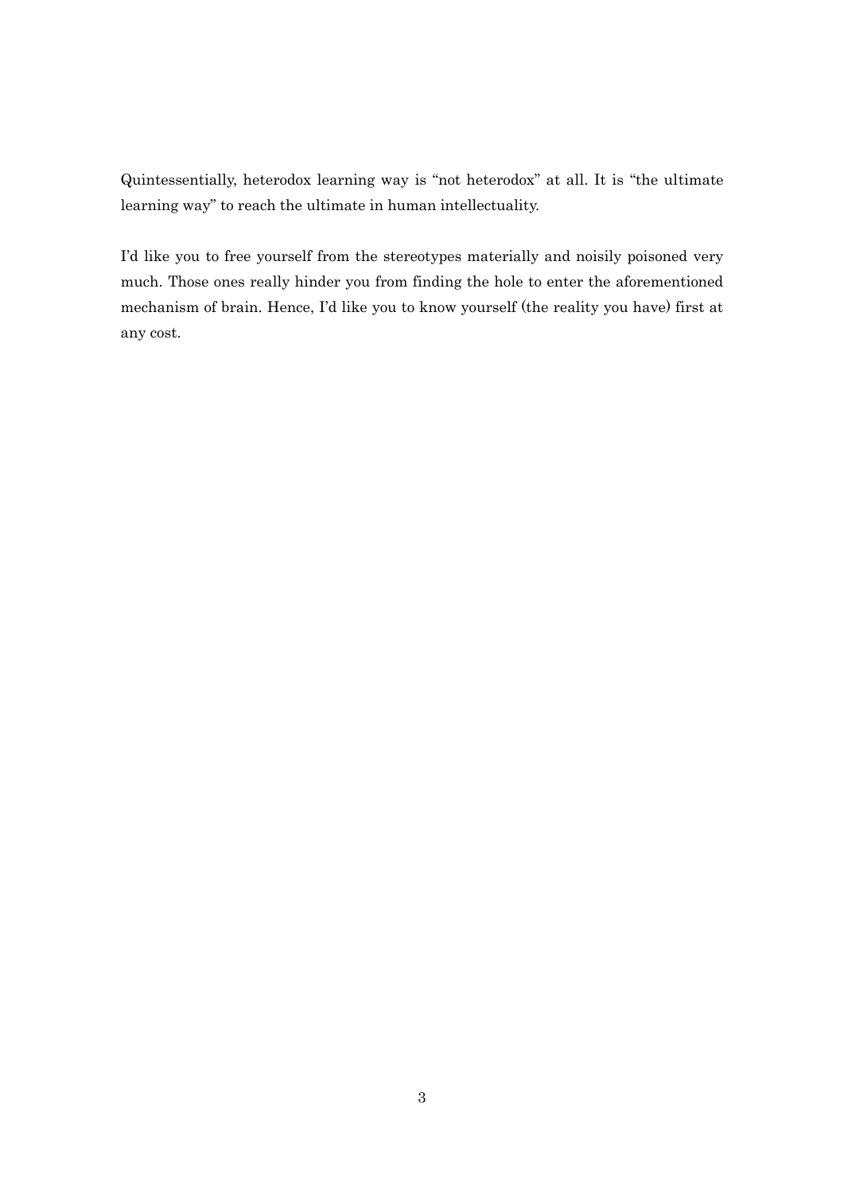Quintessentially, heterodox learning way is "not heterodox" at all. It is "the ultimate learning way" to reach the ultimate in human intellectuality.

I'd like you to free yourself from the stereotypes materially and noisily poisoned very much. Those ones really hinder you from finding the hole to enter the aforementioned mechanism of brain. Hence, I'd like you to know yourself (the reality you have) first at any cost.